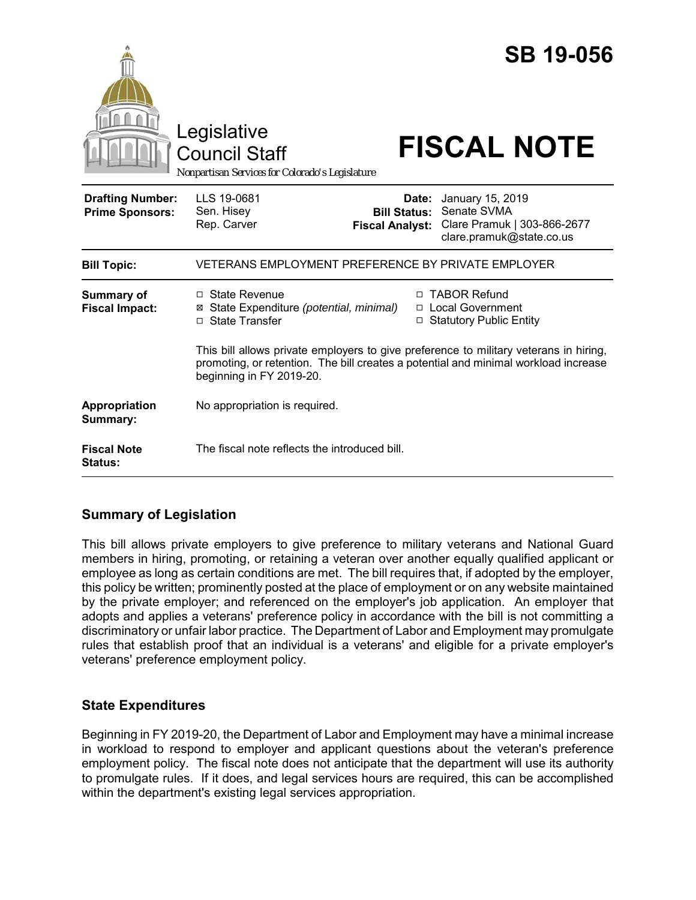# SB 19-056

Legislative Council Staff

*Nonpartisan Services for Colorado's Legislature*

# FISCAL NOTE

| | | | |
|---|---|---|---|
| **Drafting Number:** | LLS 19-0681 | **Date:** | January 15, 2019 |
| **Prime Sponsors:** | Sen. Hisey<br>Rep. Carver | **Bill Status:** | Senate SVMA |
| | | **Fiscal Analyst:** | Clare Pramuk \| 303-866-2677<br>clare.pramuk@state.co.us |

| | |
|---|---|
| **Bill Topic:** | VETERANS EMPLOYMENT PREFERENCE BY PRIVATE EMPLOYER |
| **Summary of Fiscal Impact:** | ☐ State Revenue<br>☒ State Expenditure *(potential, minimal)*<br>☐ State Transfer<br>☐ TABOR Refund<br>☐ Local Government<br>☐ Statutory Public Entity<br><br>This bill allows private employers to give preference to military veterans in hiring, promoting, or retention. The bill creates a potential and minimal workload increase beginning in FY 2019-20. |
| **Appropriation Summary:** | No appropriation is required. |
| **Fiscal Note Status:** | The fiscal note reflects the introduced bill. |

## Summary of Legislation

This bill allows private employers to give preference to military veterans and National Guard members in hiring, promoting, or retaining a veteran over another equally qualified applicant or employee as long as certain conditions are met. The bill requires that, if adopted by the employer, this policy be written; prominently posted at the place of employment or on any website maintained by the private employer; and referenced on the employer's job application. An employer that adopts and applies a veterans' preference policy in accordance with the bill is not committing a discriminatory or unfair labor practice. The Department of Labor and Employment may promulgate rules that establish proof that an individual is a veterans' and eligible for a private employer's veterans' preference employment policy.

## State Expenditures

Beginning in FY 2019-20, the Department of Labor and Employment may have a minimal increase in workload to respond to employer and applicant questions about the veteran's preference employment policy. The fiscal note does not anticipate that the department will use its authority to promulgate rules. If it does, and legal services hours are required, this can be accomplished within the department's existing legal services appropriation.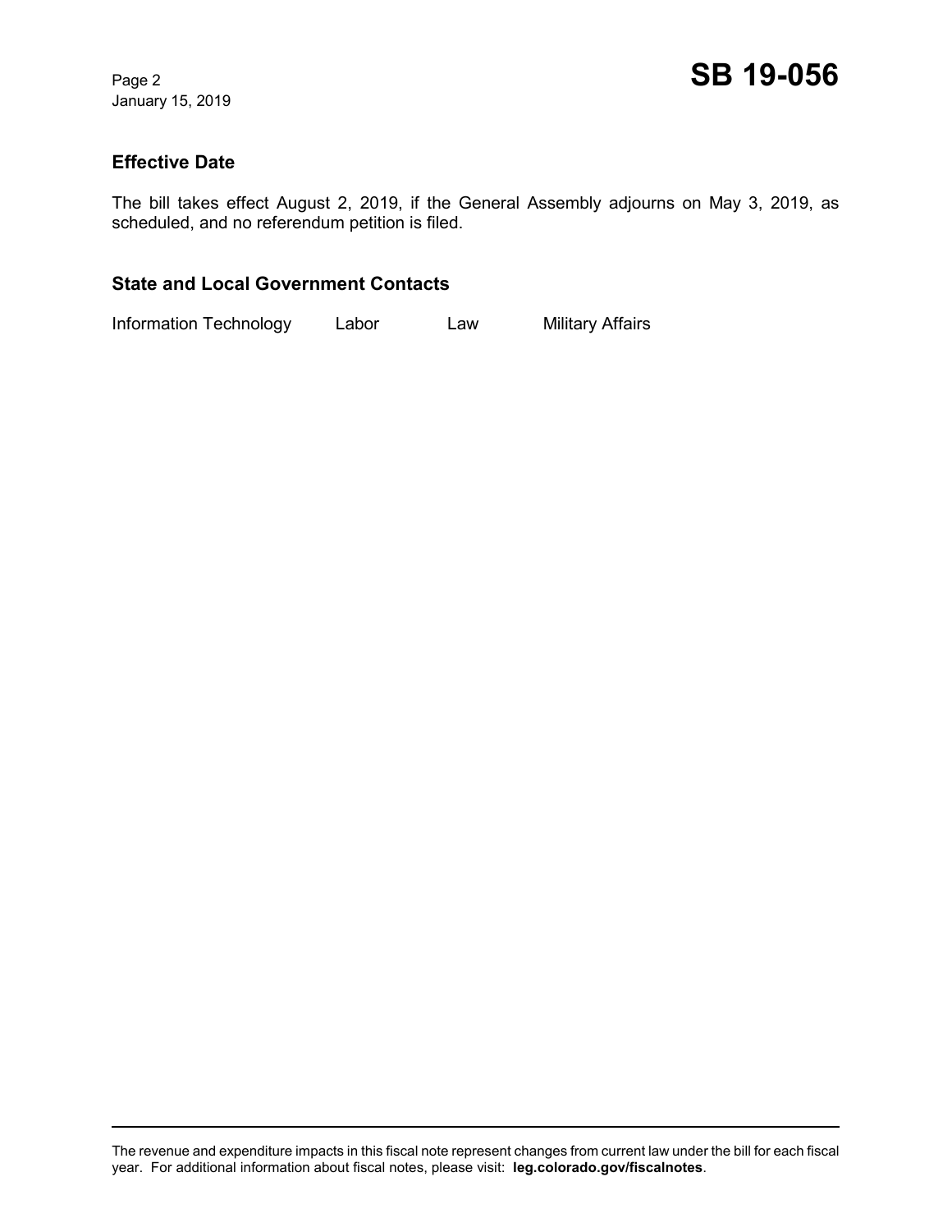## Effective Date

The bill takes effect August 2, 2019, if the General Assembly adjourns on May 3, 2019, as scheduled, and no referendum petition is filed.

## State and Local Government Contacts

Information Technology  Labor  Law  Military Affairs

The revenue and expenditure impacts in this fiscal note represent changes from current law under the bill for each fiscal year. For additional information about fiscal notes, please visit: **leg.colorado.gov/fiscalnotes**.